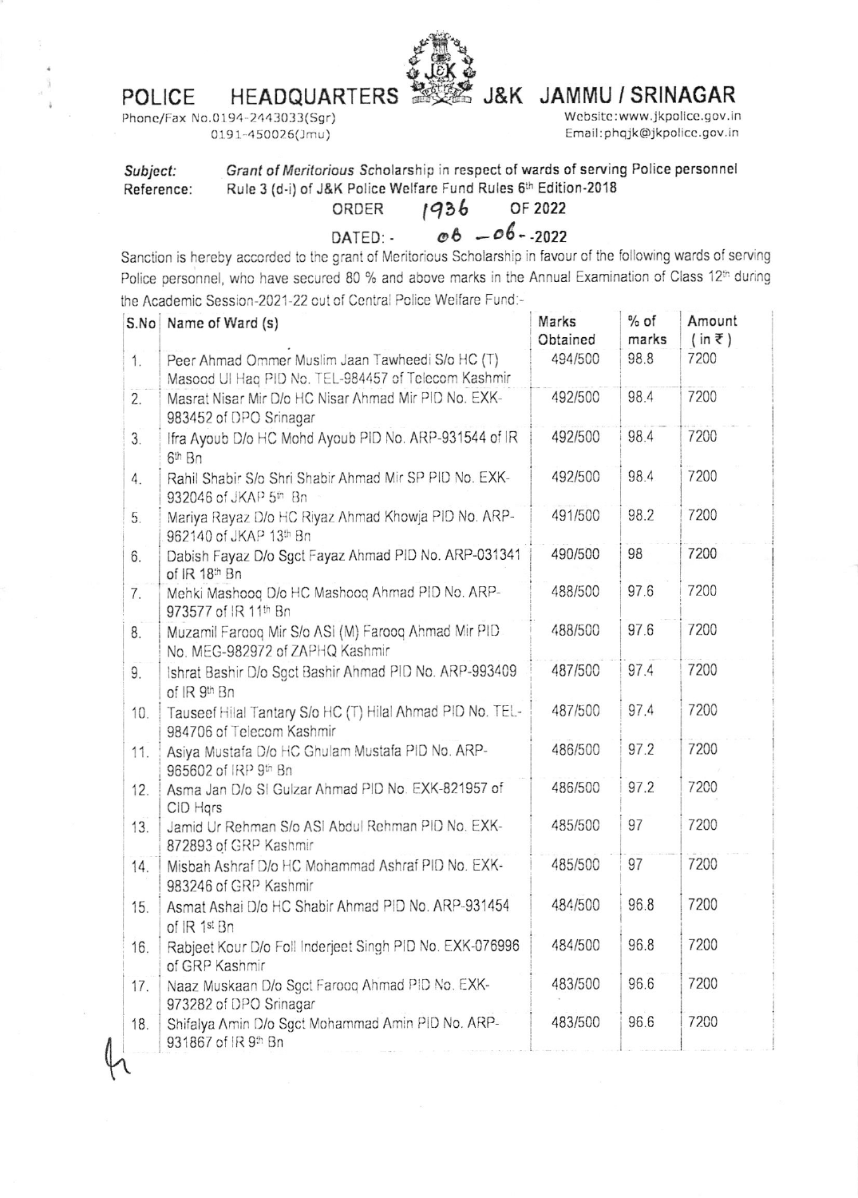# POLICE HEADQUARTERS J&K JAMMU / SRINAGAR

Phone/Fax No.0194-2443033(Sgr)
0191-450026(Jmu)

Website:www.jkpolice.gov.in
Email:phqjk@jkpolice.gov.in

*Subject:* *Grant of Meritorious Scholarship in respect of wards of serving Police personnel*
*Reference:* Rule 3 (d-i) of J&K Police Welfare Fund Rules 6th Edition-2018

ORDER 1936 OF 2022

DATED: - 06 – 06 - -2022

Sanction is hereby accorded to the grant of Meritorious Scholarship in favour of the following wards of serving Police personnel, who have secured 80 % and above marks in the Annual Examination of Class 12th during the Academic Session-2021-22 out of Central Police Welfare Fund:-

| S.No | Name of Ward (s) | Marks Obtained | % of marks | Amount (in ₹) |
|---|---|---|---|---|
| 1. | Peer Ahmad Ommer Muslim Jaan Tawheedi S/o HC (T) Masood Ul Haq PID No. TEL-984457 of Telecom Kashmir | 494/500 | 98.8 | 7200 |
| 2. | Masrat Nisar Mir D/o HC Nisar Ahmad Mir PID No. EXK-983452 of DPO Srinagar | 492/500 | 98.4 | 7200 |
| 3. | Ifra Ayoub D/o HC Mohd Ayoub PID No. ARP-931544 of IR 6th Bn | 492/500 | 98.4 | 7200 |
| 4. | Rahil Shabir S/o Shri Shabir Ahmad Mir SP PID No. EXK-932046 of JKAP 5th Bn | 492/500 | 98.4 | 7200 |
| 5. | Mariya Rayaz D/o HC Riyaz Ahmad Khowja PID No. ARP-962140 of JKAP 13th Bn | 491/500 | 98.2 | 7200 |
| 6. | Dabish Fayaz D/o Sgct Fayaz Ahmad PID No. ARP-031341 of IR 18th Bn | 490/500 | 98 | 7200 |
| 7. | Mehki Mashooq D/o HC Mashooq Ahmad PID No. ARP-973577 of IR 11th Bn | 488/500 | 97.6 | 7200 |
| 8. | Muzamil Farooq Mir S/o ASI (M) Farooq Ahmad Mir PID No. MEG-982972 of ZAPHQ Kashmir | 488/500 | 97.6 | 7200 |
| 9. | Ishrat Bashir D/o Sgct Bashir Ahmad PID No. ARP-993409 of IR 9th Bn | 487/500 | 97.4 | 7200 |
| 10. | Tauseef Hilal Tantary S/o HC (T) Hilal Ahmad PID No. TEL-984706 of Telecom Kashmir | 487/500 | 97.4 | 7200 |
| 11. | Asiya Mustafa D/o HC Ghulam Mustafa PID No. ARP-965602 of IRP 9th Bn | 486/500 | 97.2 | 7200 |
| 12. | Asma Jan D/o SI Gulzar Ahmad PID No. EXK-821957 of CID Hqrs | 486/500 | 97.2 | 7200 |
| 13. | Jamid Ur Rehman S/o ASI Abdul Rehman PID No. EXK-872893 of GRP Kashmir | 485/500 | 97 | 7200 |
| 14. | Misbah Ashraf D/o HC Mohammad Ashraf PID No. EXK-983246 of GRP Kashmir | 485/500 | 97 | 7200 |
| 15. | Asmat Ashai D/o HC Shabir Ahmad PID No. ARP-931454 of IR 1st Bn | 484/500 | 96.8 | 7200 |
| 16. | Rabjeet Kour D/o Foll Inderjeet Singh PID No. EXK-076996 of GRP Kashmir | 484/500 | 96.8 | 7200 |
| 17. | Naaz Muskaan D/o Sgct Farooq Ahmad PID No. EXK-973282 of DPO Srinagar | 483/500 | 96.6 | 7200 |
| 18. | Shifalya Amin D/o Sgct Mohammad Amin PID No. ARP-931867 of IR 9th Bn | 483/500 | 96.6 | 7200 |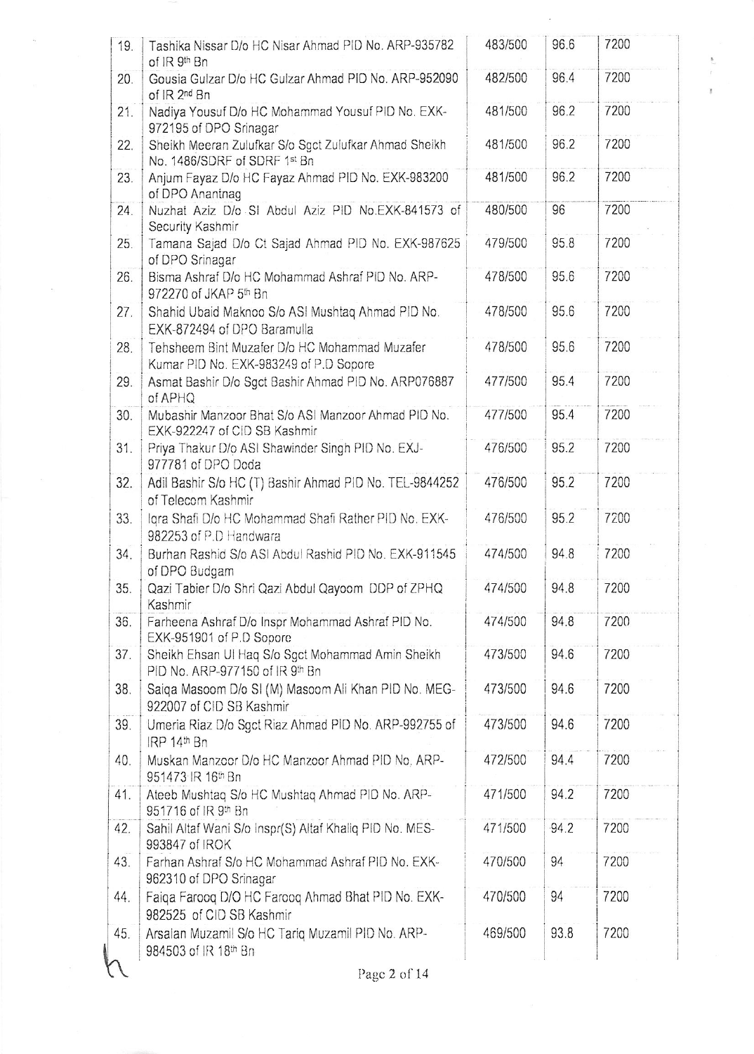| | | | | |
|---|---|---|---|---|
| 19. | Tashika Nissar D/o HC Nisar Ahmad PID No. ARP-935782 of IR 9th Bn | 483/500 | 96.6 | 7200 |
| 20. | Gousia Gulzar D/o HC Gulzar Ahmad PID No. ARP-952090 of IR 2nd Bn | 482/500 | 96.4 | 7200 |
| 21. | Nadiya Yousuf D/o HC Mohammad Yousuf PID No. EXK-972195 of DPO Srinagar | 481/500 | 96.2 | 7200 |
| 22. | Sheikh Meeran Zulufkar S/o Sgct Zulufkar Ahmad Sheikh No. 1486/SDRF of SDRF 1st Bn | 481/500 | 96.2 | 7200 |
| 23. | Anjum Fayaz D/o HC Fayaz Ahmad PID No. EXK-983200 of DPO Anantnag | 481/500 | 96.2 | 7200 |
| 24. | Nuzhat Aziz D/o SI Abdul Aziz PID No.EXK-841573 of Security Kashmir | 480/500 | 96 | 7200 |
| 25. | Tamana Sajad D/o Ct Sajad Ahmad PID No. EXK-987625 of DPO Srinagar | 479/500 | 95.8 | 7200 |
| 26. | Bisma Ashraf D/o HC Mohammad Ashraf PID No. ARP-972270 of JKAP 5th Bn | 478/500 | 95.6 | 7200 |
| 27. | Shahid Ubaid Maknoo S/o ASI Mushtaq Ahmad PID No. EXK-872494 of DPO Baramulla | 478/500 | 95.6 | 7200 |
| 28. | Tehsheem Bint Muzafer D/o HC Mohammad Muzafer Kumar PID No. EXK-983249 of P.D Sopore | 478/500 | 95.6 | 7200 |
| 29. | Asmat Bashir D/o Sgct Bashir Ahmad PID No. ARP076887 of APHQ | 477/500 | 95.4 | 7200 |
| 30. | Mubashir Manzoor Bhat S/o ASI Manzoor Ahmad PID No. EXK-922247 of CID SB Kashmir | 477/500 | 95.4 | 7200 |
| 31. | Priya Thakur D/o ASI Shawinder Singh PID No. EXJ-977781 of DPO Doda | 476/500 | 95.2 | 7200 |
| 32. | Adil Bashir S/o HC (T) Bashir Ahmad PID No. TEL-9844252 of Telecom Kashmir | 476/500 | 95.2 | 7200 |
| 33. | Iqra Shafi D/o HC Mohammad Shafi Rather PID No. EXK-982253 of P.D Handwara | 476/500 | 95.2 | 7200 |
| 34. | Burhan Rashid S/o ASI Abdul Rashid PID No. EXK-911545 of DPO Budgam | 474/500 | 94.8 | 7200 |
| 35. | Qazi Tabier D/o Shri Qazi Abdul Qayoom DDP of ZPHQ Kashmir | 474/500 | 94.8 | 7200 |
| 36. | Farheena Ashraf D/o Inspr Mohammad Ashraf PID No. EXK-951901 of P.D Sopore | 474/500 | 94.8 | 7200 |
| 37. | Sheikh Ehsan Ul Haq S/o Sgct Mohammad Amin Sheikh PID No. ARP-977150 of IR 9th Bn | 473/500 | 94.6 | 7200 |
| 38. | Saiqa Masoom D/o SI (M) Masoom Ali Khan PID No. MEG-922007 of CID SB Kashmir | 473/500 | 94.6 | 7200 |
| 39. | Umeria Riaz D/o Sgct Riaz Ahmad PID No. ARP-992755 of IRP 14th Bn | 473/500 | 94.6 | 7200 |
| 40. | Muskan Manzoor D/o HC Manzoor Ahmad PID No. ARP-951473 IR 16th Bn | 472/500 | 94.4 | 7200 |
| 41. | Ateeb Mushtaq S/o HC Mushtaq Ahmad PID No. ARP-951716 of IR 9th Bn | 471/500 | 94.2 | 7200 |
| 42. | Sahil Altaf Wani S/o Inspr(S) Altaf Khaliq PID No. MES-993847 of IROK | 471/500 | 94.2 | 7200 |
| 43. | Farhan Ashraf S/o HC Mohammad Ashraf PID No. EXK-962310 of DPO Srinagar | 470/500 | 94 | 7200 |
| 44. | Faiqa Farooq D/O HC Farooq Ahmad Bhat PID No. EXK-982525 of CID SB Kashmir | 470/500 | 94 | 7200 |
| 45. | Arsalan Muzamil S/o HC Tariq Muzamil PID No. ARP-984503 of IR 18th Bn | 469/500 | 93.8 | 7200 |